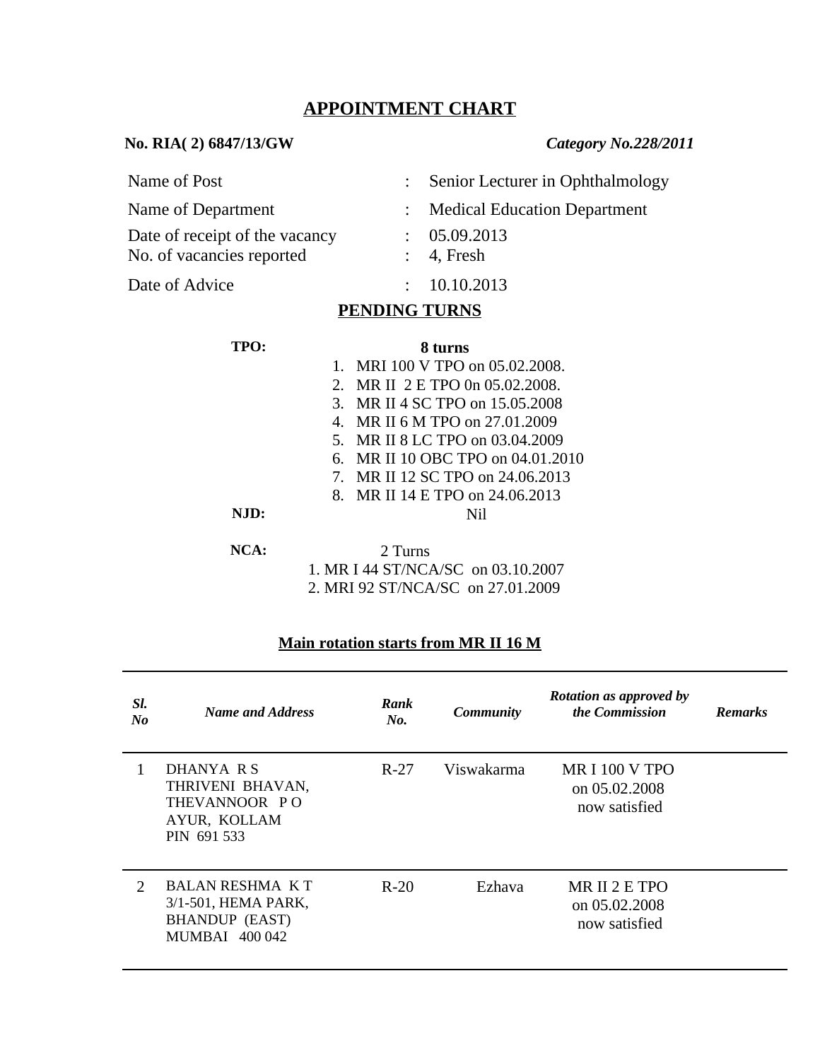# APPOINTMENT CHART

**No. RIA( 2) 6847/13/GW** *Category No.228/2011*

| | | |
|---|---|---|
| Name of Post | : | Senior Lecturer in Ophthalmology |
| Name of Department | : | Medical Education Department |
| Date of receipt of the vacancy | : | 05.09.2013 |
| No. of vacancies reported | : | 4, Fresh |
| Date of Advice | : | 10.10.2013 |

## PENDING TURNS

**TPO:** **8 turns**

1. MRI 100 V TPO on 05.02.2008.
2. MR II 2 E TPO 0n 05.02.2008.
3. MR II 4 SC TPO on 15.05.2008
4. MR II 6 M TPO on 27.01.2009
5. MR II 8 LC TPO on 03.04.2009
6. MR II 10 OBC TPO on 04.01.2010
7. MR II 12 SC TPO on 24.06.2013
8. MR II 14 E TPO on 24.06.2013

**NJD:** Nil

**NCA:** 2 Turns

1. MR I 44 ST/NCA/SC on 03.10.2007
2. MRI 92 ST/NCA/SC on 27.01.2009

**Main rotation starts from MR II 16 M**

| *Sl. No* | *Name and Address* | *Rank No.* | *Community* | *Rotation as approved by the Commission* | *Remarks* |
|---|---|---|---|---|---|
| 1 | DHANYA R S<br>THRIVENI BHAVAN,<br>THEVANNOOR P O<br>AYUR, KOLLAM<br>PIN 691 533 | R-27 | Viswakarma | MR I 100 V TPO on 05.02.2008 now satisfied | |
| 2 | BALAN RESHMA K T<br>3/1-501, HEMA PARK,<br>BHANDUP (EAST)<br>MUMBAI 400 042 | R-20 | Ezhava | MR II 2 E TPO on 05.02.2008 now satisfied | |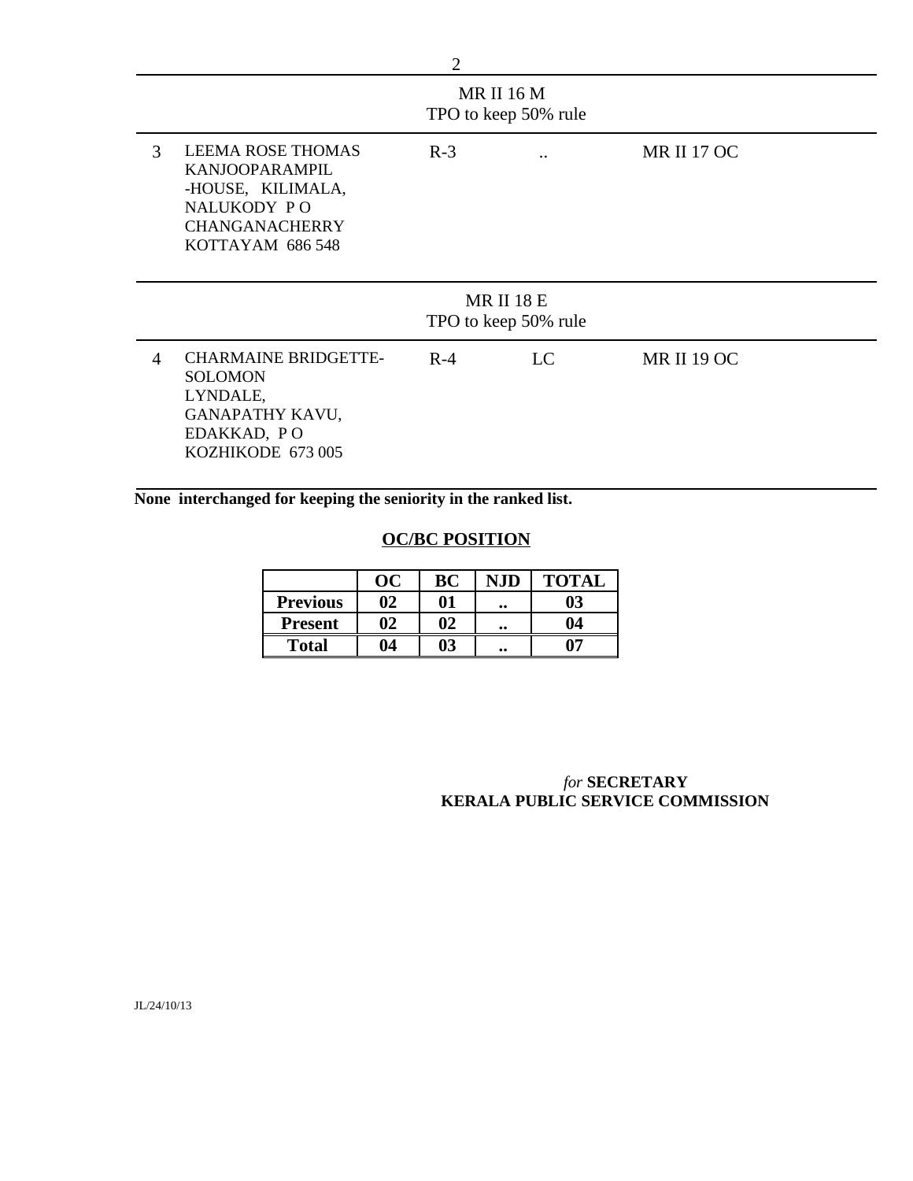MR II 16 M
TPO to keep 50% rule

| | | | | |
|---|---|---|---|---|
| 3 | LEEMA ROSE THOMAS<br>KANJOOPARAMPIL<br>-HOUSE, KILIMALA,<br>NALUKODY P O<br>CHANGANACHERRY<br>KOTTAYAM 686 548 | R-3 | .. | MR II 17 OC |

MR II 18 E
TPO to keep 50% rule

| | | | | |
|---|---|---|---|---|
| 4 | CHARMAINE BRIDGETTE-<br>SOLOMON<br>LYNDALE,<br>GANAPATHY KAVU,<br>EDAKKAD, P O<br>KOZHIKODE 673 005 | R-4 | LC | MR II 19 OC |

**None interchanged for keeping the seniority in the ranked list.**

**OC/BC POSITION**

| | OC | BC | NJD | TOTAL |
|---|---|---|---|---|
| **Previous** | **02** | **01** | **..** | **03** |
| **Present** | **02** | **02** | **..** | **04** |
| **Total** | **04** | **03** | **..** | **07** |

*for* **SECRETARY**
**KERALA PUBLIC SERVICE COMMISSION**

JL/24/10/13